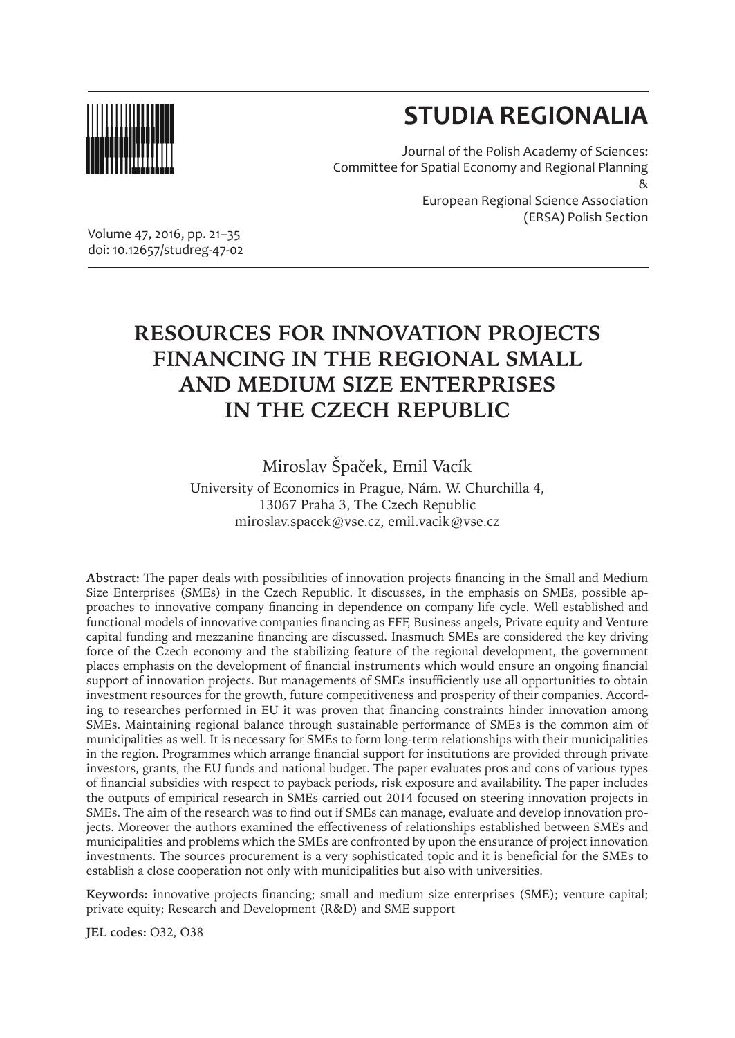# STUDIA REGIONALIA

Journal of the Polish Academy of Sciences:
Committee for Spatial Economy and Regional Planning
&
European Regional Science Association
(ERSA) Polish Section

Volume 47, 2016, pp. 21–35
doi: 10.12657/studreg-47-02

## RESOURCES FOR INNOVATION PROJECTS FINANCING IN THE REGIONAL SMALL AND MEDIUM SIZE ENTERPRISES IN THE CZECH REPUBLIC

Miroslav Špaček, Emil Vacík

University of Economics in Prague, Nám. W. Churchilla 4,
13067 Praha 3, The Czech Republic
miroslav.spacek@vse.cz, emil.vacik@vse.cz

**Abstract:** The paper deals with possibilities of innovation projects financing in the Small and Medium Size Enterprises (SMEs) in the Czech Republic. It discusses, in the emphasis on SMEs, possible approaches to innovative company financing in dependence on company life cycle. Well established and functional models of innovative companies financing as FFF, Business angels, Private equity and Venture capital funding and mezzanine financing are discussed. Inasmuch SMEs are considered the key driving force of the Czech economy and the stabilizing feature of the regional development, the government places emphasis on the development of financial instruments which would ensure an ongoing financial support of innovation projects. But managements of SMEs insufficiently use all opportunities to obtain investment resources for the growth, future competitiveness and prosperity of their companies. According to researches performed in EU it was proven that financing constraints hinder innovation among SMEs. Maintaining regional balance through sustainable performance of SMEs is the common aim of municipalities as well. It is necessary for SMEs to form long-term relationships with their municipalities in the region. Programmes which arrange financial support for institutions are provided through private investors, grants, the EU funds and national budget. The paper evaluates pros and cons of various types of financial subsidies with respect to payback periods, risk exposure and availability. The paper includes the outputs of empirical research in SMEs carried out 2014 focused on steering innovation projects in SMEs. The aim of the research was to find out if SMEs can manage, evaluate and develop innovation projects. Moreover the authors examined the effectiveness of relationships established between SMEs and municipalities and problems which the SMEs are confronted by upon the ensurance of project innovation investments. The sources procurement is a very sophisticated topic and it is beneficial for the SMEs to establish a close cooperation not only with municipalities but also with universities.

**Keywords:** innovative projects financing; small and medium size enterprises (SME); venture capital; private equity; Research and Development (R&D) and SME support

**JEL codes:** O32, O38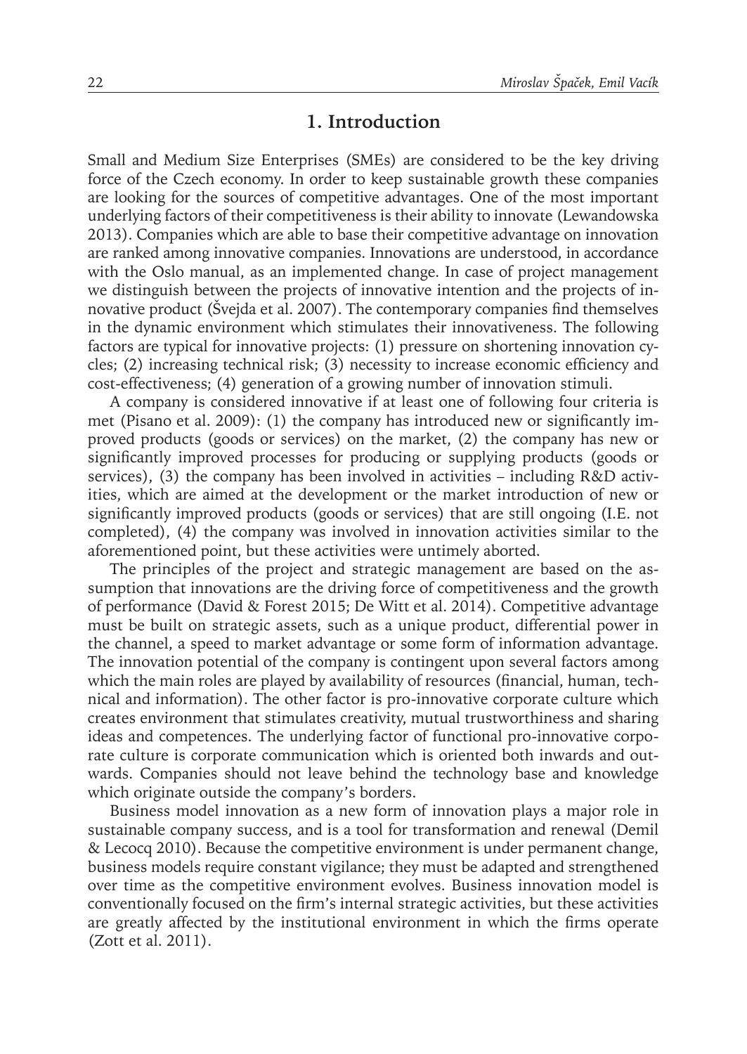## 1. Introduction

Small and Medium Size Enterprises (SMEs) are considered to be the key driving force of the Czech economy. In order to keep sustainable growth these companies are looking for the sources of competitive advantages. One of the most important underlying factors of their competitiveness is their ability to innovate (Lewandowska 2013). Companies which are able to base their competitive advantage on innovation are ranked among innovative companies. Innovations are understood, in accordance with the Oslo manual, as an implemented change. In case of project management we distinguish between the projects of innovative intention and the projects of innovative product (Švejda et al. 2007). The contemporary companies find themselves in the dynamic environment which stimulates their innovativeness. The following factors are typical for innovative projects: (1) pressure on shortening innovation cycles; (2) increasing technical risk; (3) necessity to increase economic efficiency and cost-effectiveness; (4) generation of a growing number of innovation stimuli.

A company is considered innovative if at least one of following four criteria is met (Pisano et al. 2009): (1) the company has introduced new or significantly improved products (goods or services) on the market, (2) the company has new or significantly improved processes for producing or supplying products (goods or services), (3) the company has been involved in activities – including R&D activities, which are aimed at the development or the market introduction of new or significantly improved products (goods or services) that are still ongoing (I.E. not completed), (4) the company was involved in innovation activities similar to the aforementioned point, but these activities were untimely aborted.

The principles of the project and strategic management are based on the assumption that innovations are the driving force of competitiveness and the growth of performance (David & Forest 2015; De Witt et al. 2014). Competitive advantage must be built on strategic assets, such as a unique product, differential power in the channel, a speed to market advantage or some form of information advantage. The innovation potential of the company is contingent upon several factors among which the main roles are played by availability of resources (financial, human, technical and information). The other factor is pro-innovative corporate culture which creates environment that stimulates creativity, mutual trustworthiness and sharing ideas and competences. The underlying factor of functional pro-innovative corporate culture is corporate communication which is oriented both inwards and outwards. Companies should not leave behind the technology base and knowledge which originate outside the company's borders.

Business model innovation as a new form of innovation plays a major role in sustainable company success, and is a tool for transformation and renewal (Demil & Lecocq 2010). Because the competitive environment is under permanent change, business models require constant vigilance; they must be adapted and strengthened over time as the competitive environment evolves. Business innovation model is conventionally focused on the firm's internal strategic activities, but these activities are greatly affected by the institutional environment in which the firms operate (Zott et al. 2011).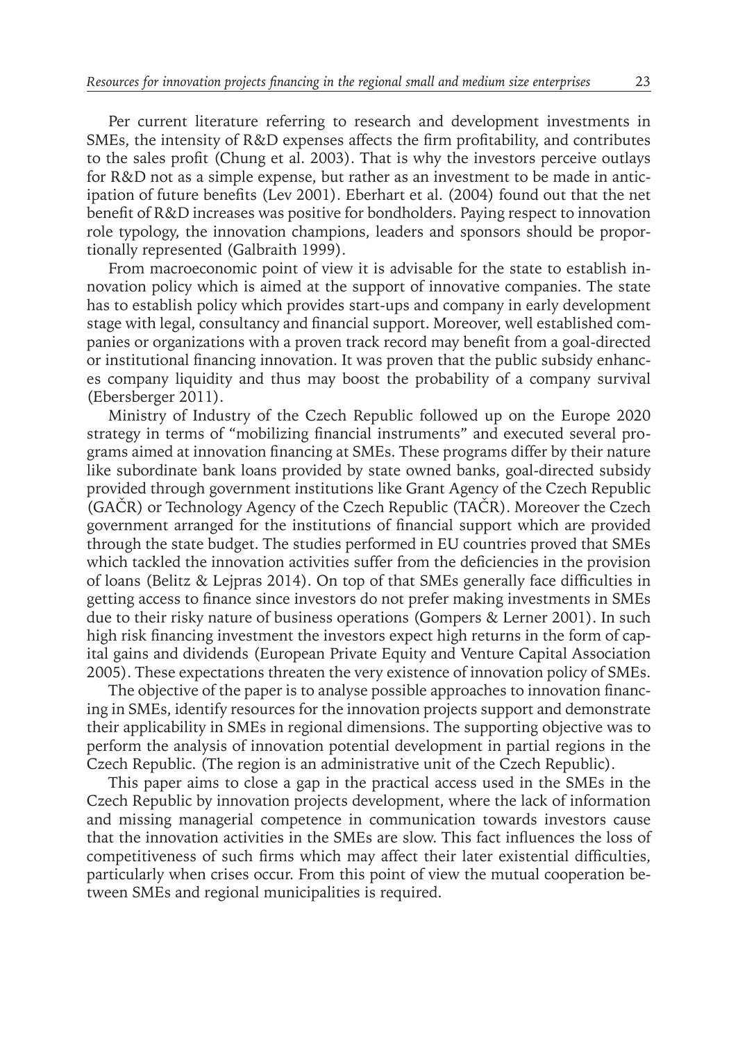Per current literature referring to research and development investments in SMEs, the intensity of R&D expenses affects the firm profitability, and contributes to the sales profit (Chung et al. 2003). That is why the investors perceive outlays for R&D not as a simple expense, but rather as an investment to be made in anticipation of future benefits (Lev 2001). Eberhart et al. (2004) found out that the net benefit of R&D increases was positive for bondholders. Paying respect to innovation role typology, the innovation champions, leaders and sponsors should be proportionally represented (Galbraith 1999).

From macroeconomic point of view it is advisable for the state to establish innovation policy which is aimed at the support of innovative companies. The state has to establish policy which provides start-ups and company in early development stage with legal, consultancy and financial support. Moreover, well established companies or organizations with a proven track record may benefit from a goal-directed or institutional financing innovation. It was proven that the public subsidy enhances company liquidity and thus may boost the probability of a company survival (Ebersberger 2011).

Ministry of Industry of the Czech Republic followed up on the Europe 2020 strategy in terms of "mobilizing financial instruments" and executed several programs aimed at innovation financing at SMEs. These programs differ by their nature like subordinate bank loans provided by state owned banks, goal-directed subsidy provided through government institutions like Grant Agency of the Czech Republic (GAČR) or Technology Agency of the Czech Republic (TAČR). Moreover the Czech government arranged for the institutions of financial support which are provided through the state budget. The studies performed in EU countries proved that SMEs which tackled the innovation activities suffer from the deficiencies in the provision of loans (Belitz & Lejpras 2014). On top of that SMEs generally face difficulties in getting access to finance since investors do not prefer making investments in SMEs due to their risky nature of business operations (Gompers & Lerner 2001). In such high risk financing investment the investors expect high returns in the form of capital gains and dividends (European Private Equity and Venture Capital Association 2005). These expectations threaten the very existence of innovation policy of SMEs.

The objective of the paper is to analyse possible approaches to innovation financing in SMEs, identify resources for the innovation projects support and demonstrate their applicability in SMEs in regional dimensions. The supporting objective was to perform the analysis of innovation potential development in partial regions in the Czech Republic. (The region is an administrative unit of the Czech Republic).

This paper aims to close a gap in the practical access used in the SMEs in the Czech Republic by innovation projects development, where the lack of information and missing managerial competence in communication towards investors cause that the innovation activities in the SMEs are slow. This fact influences the loss of competitiveness of such firms which may affect their later existential difficulties, particularly when crises occur. From this point of view the mutual cooperation between SMEs and regional municipalities is required.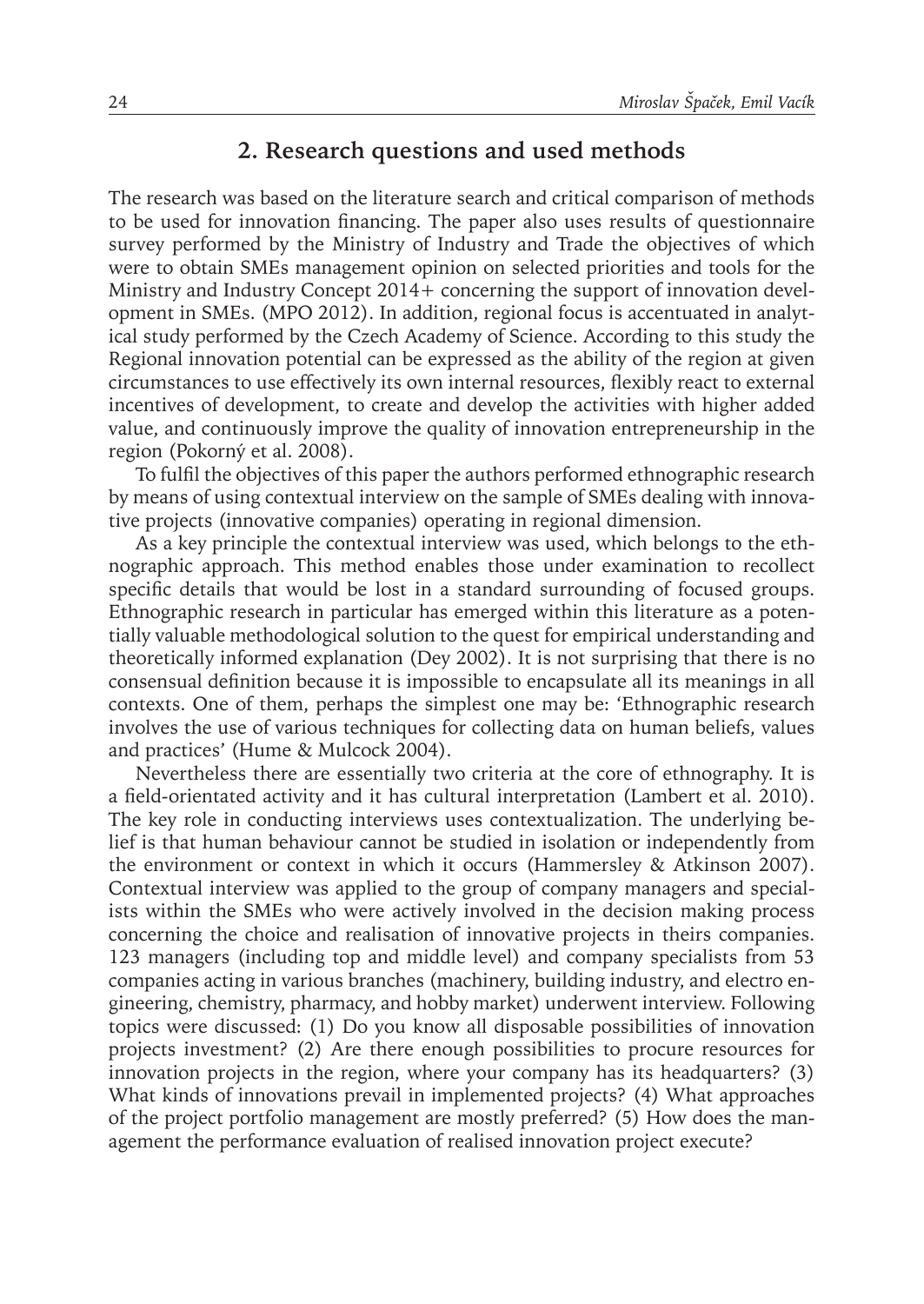## 2. Research questions and used methods

The research was based on the literature search and critical comparison of methods to be used for innovation financing. The paper also uses results of questionnaire survey performed by the Ministry of Industry and Trade the objectives of which were to obtain SMEs management opinion on selected priorities and tools for the Ministry and Industry Concept 2014+ concerning the support of innovation development in SMEs. (MPO 2012). In addition, regional focus is accentuated in analytical study performed by the Czech Academy of Science. According to this study the Regional innovation potential can be expressed as the ability of the region at given circumstances to use effectively its own internal resources, flexibly react to external incentives of development, to create and develop the activities with higher added value, and continuously improve the quality of innovation entrepreneurship in the region (Pokorný et al. 2008).

To fulfil the objectives of this paper the authors performed ethnographic research by means of using contextual interview on the sample of SMEs dealing with innovative projects (innovative companies) operating in regional dimension.

As a key principle the contextual interview was used, which belongs to the ethnographic approach. This method enables those under examination to recollect specific details that would be lost in a standard surrounding of focused groups. Ethnographic research in particular has emerged within this literature as a potentially valuable methodological solution to the quest for empirical understanding and theoretically informed explanation (Dey 2002). It is not surprising that there is no consensual definition because it is impossible to encapsulate all its meanings in all contexts. One of them, perhaps the simplest one may be: 'Ethnographic research involves the use of various techniques for collecting data on human beliefs, values and practices' (Hume & Mulcock 2004).

Nevertheless there are essentially two criteria at the core of ethnography. It is a field-orientated activity and it has cultural interpretation (Lambert et al. 2010). The key role in conducting interviews uses contextualization. The underlying belief is that human behaviour cannot be studied in isolation or independently from the environment or context in which it occurs (Hammersley & Atkinson 2007). Contextual interview was applied to the group of company managers and specialists within the SMEs who were actively involved in the decision making process concerning the choice and realisation of innovative projects in theirs companies. 123 managers (including top and middle level) and company specialists from 53 companies acting in various branches (machinery, building industry, and electro engineering, chemistry, pharmacy, and hobby market) underwent interview. Following topics were discussed: (1) Do you know all disposable possibilities of innovation projects investment? (2) Are there enough possibilities to procure resources for innovation projects in the region, where your company has its headquarters? (3) What kinds of innovations prevail in implemented projects? (4) What approaches of the project portfolio management are mostly preferred? (5) How does the management the performance evaluation of realised innovation project execute?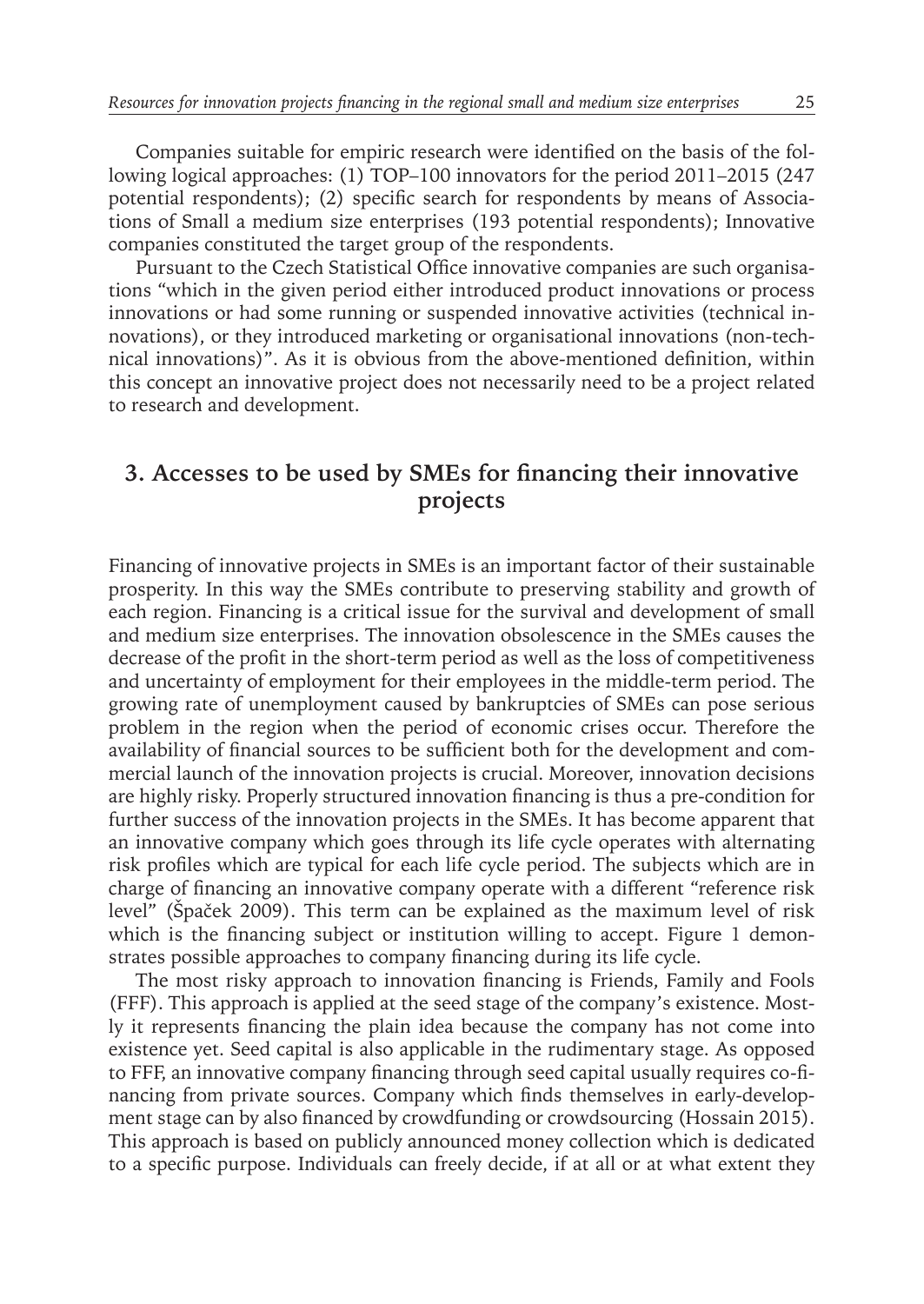Companies suitable for empiric research were identified on the basis of the following logical approaches: (1) TOP–100 innovators for the period 2011–2015 (247 potential respondents); (2) specific search for respondents by means of Associations of Small a medium size enterprises (193 potential respondents); Innovative companies constituted the target group of the respondents.

Pursuant to the Czech Statistical Office innovative companies are such organisations "which in the given period either introduced product innovations or process innovations or had some running or suspended innovative activities (technical innovations), or they introduced marketing or organisational innovations (non-technical innovations)". As it is obvious from the above-mentioned definition, within this concept an innovative project does not necessarily need to be a project related to research and development.

## 3. Accesses to be used by SMEs for financing their innovative projects

Financing of innovative projects in SMEs is an important factor of their sustainable prosperity. In this way the SMEs contribute to preserving stability and growth of each region. Financing is a critical issue for the survival and development of small and medium size enterprises. The innovation obsolescence in the SMEs causes the decrease of the profit in the short-term period as well as the loss of competitiveness and uncertainty of employment for their employees in the middle-term period. The growing rate of unemployment caused by bankruptcies of SMEs can pose serious problem in the region when the period of economic crises occur. Therefore the availability of financial sources to be sufficient both for the development and commercial launch of the innovation projects is crucial. Moreover, innovation decisions are highly risky. Properly structured innovation financing is thus a pre-condition for further success of the innovation projects in the SMEs. It has become apparent that an innovative company which goes through its life cycle operates with alternating risk profiles which are typical for each life cycle period. The subjects which are in charge of financing an innovative company operate with a different "reference risk level" (Špaček 2009). This term can be explained as the maximum level of risk which is the financing subject or institution willing to accept. Figure 1 demonstrates possible approaches to company financing during its life cycle.

The most risky approach to innovation financing is Friends, Family and Fools (FFF). This approach is applied at the seed stage of the company's existence. Mostly it represents financing the plain idea because the company has not come into existence yet. Seed capital is also applicable in the rudimentary stage. As opposed to FFF, an innovative company financing through seed capital usually requires co-financing from private sources. Company which finds themselves in early-development stage can by also financed by crowdfunding or crowdsourcing (Hossain 2015). This approach is based on publicly announced money collection which is dedicated to a specific purpose. Individuals can freely decide, if at all or at what extent they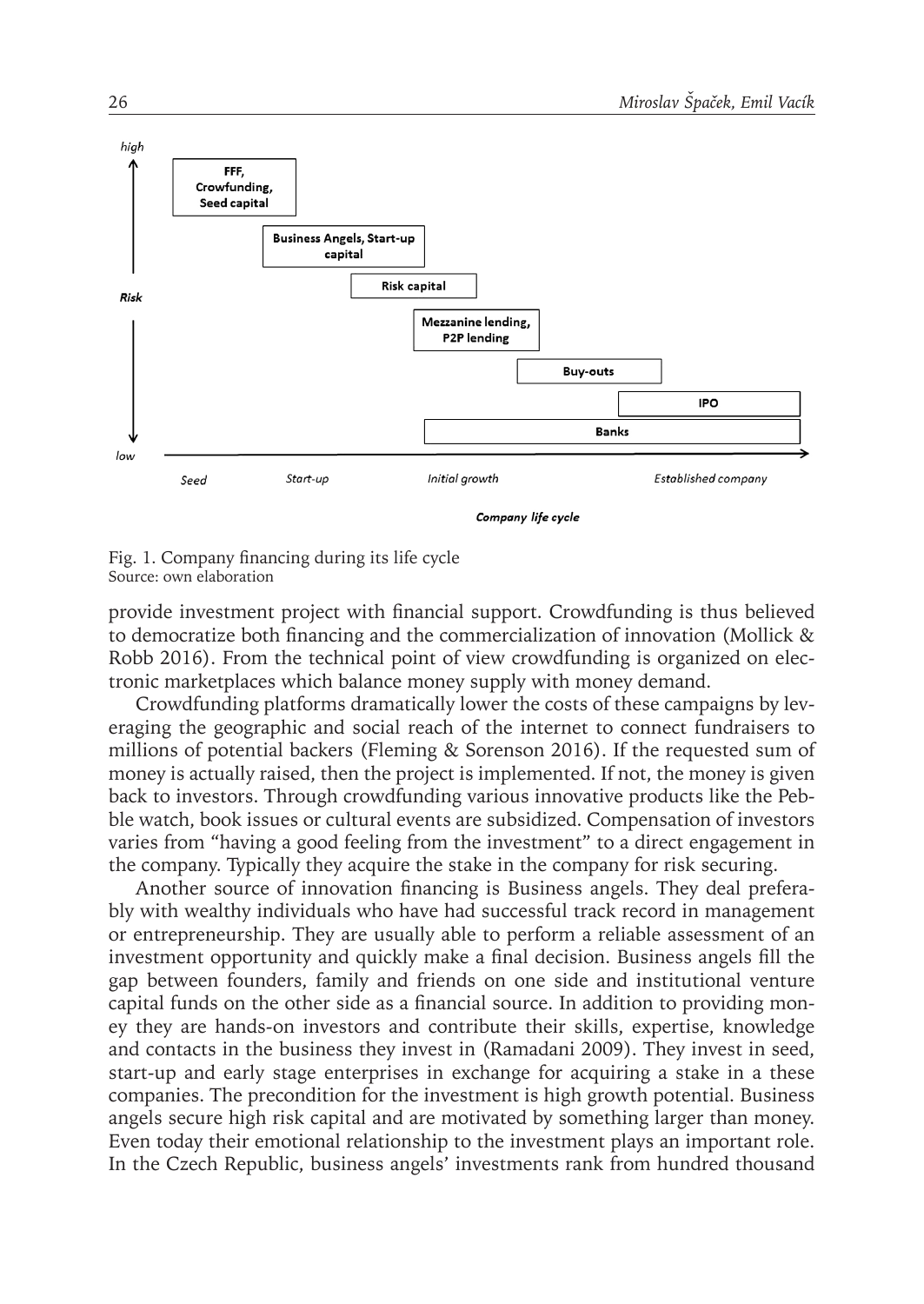Fig. 1. Company financing during its life cycle
Source: own elaboration

provide investment project with financial support. Crowdfunding is thus believed to democratize both financing and the commercialization of innovation (Mollick & Robb 2016). From the technical point of view crowdfunding is organized on electronic marketplaces which balance money supply with money demand.

Crowdfunding platforms dramatically lower the costs of these campaigns by leveraging the geographic and social reach of the internet to connect fundraisers to millions of potential backers (Fleming & Sorenson 2016). If the requested sum of money is actually raised, then the project is implemented. If not, the money is given back to investors. Through crowdfunding various innovative products like the Pebble watch, book issues or cultural events are subsidized. Compensation of investors varies from "having a good feeling from the investment" to a direct engagement in the company. Typically they acquire the stake in the company for risk securing.

Another source of innovation financing is Business angels. They deal preferably with wealthy individuals who have had successful track record in management or entrepreneurship. They are usually able to perform a reliable assessment of an investment opportunity and quickly make a final decision. Business angels fill the gap between founders, family and friends on one side and institutional venture capital funds on the other side as a financial source. In addition to providing money they are hands-on investors and contribute their skills, expertise, knowledge and contacts in the business they invest in (Ramadani 2009). They invest in seed, start-up and early stage enterprises in exchange for acquiring a stake in a these companies. The precondition for the investment is high growth potential. Business angels secure high risk capital and are motivated by something larger than money. Even today their emotional relationship to the investment plays an important role. In the Czech Republic, business angels' investments rank from hundred thousand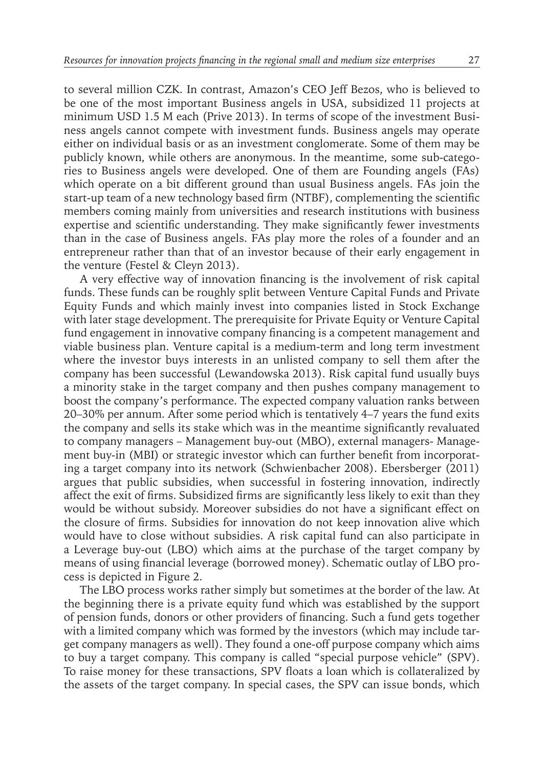to several million CZK. In contrast, Amazon's CEO Jeff Bezos, who is believed to be one of the most important Business angels in USA, subsidized 11 projects at minimum USD 1.5 M each (Prive 2013). In terms of scope of the investment Business angels cannot compete with investment funds. Business angels may operate either on individual basis or as an investment conglomerate. Some of them may be publicly known, while others are anonymous. In the meantime, some sub-categories to Business angels were developed. One of them are Founding angels (FAs) which operate on a bit different ground than usual Business angels. FAs join the start-up team of a new technology based firm (NTBF), complementing the scientific members coming mainly from universities and research institutions with business expertise and scientific understanding. They make significantly fewer investments than in the case of Business angels. FAs play more the roles of a founder and an entrepreneur rather than that of an investor because of their early engagement in the venture (Festel & Cleyn 2013).

A very effective way of innovation financing is the involvement of risk capital funds. These funds can be roughly split between Venture Capital Funds and Private Equity Funds and which mainly invest into companies listed in Stock Exchange with later stage development. The prerequisite for Private Equity or Venture Capital fund engagement in innovative company financing is a competent management and viable business plan. Venture capital is a medium-term and long term investment where the investor buys interests in an unlisted company to sell them after the company has been successful (Lewandowska 2013). Risk capital fund usually buys a minority stake in the target company and then pushes company management to boost the company's performance. The expected company valuation ranks between 20–30% per annum. After some period which is tentatively 4–7 years the fund exits the company and sells its stake which was in the meantime significantly revaluated to company managers – Management buy-out (MBO), external managers- Management buy-in (MBI) or strategic investor which can further benefit from incorporating a target company into its network (Schwienbacher 2008). Ebersberger (2011) argues that public subsidies, when successful in fostering innovation, indirectly affect the exit of firms. Subsidized firms are significantly less likely to exit than they would be without subsidy. Moreover subsidies do not have a significant effect on the closure of firms. Subsidies for innovation do not keep innovation alive which would have to close without subsidies. A risk capital fund can also participate in a Leverage buy-out (LBO) which aims at the purchase of the target company by means of using financial leverage (borrowed money). Schematic outlay of LBO process is depicted in Figure 2.

The LBO process works rather simply but sometimes at the border of the law. At the beginning there is a private equity fund which was established by the support of pension funds, donors or other providers of financing. Such a fund gets together with a limited company which was formed by the investors (which may include target company managers as well). They found a one-off purpose company which aims to buy a target company. This company is called "special purpose vehicle" (SPV). To raise money for these transactions, SPV floats a loan which is collateralized by the assets of the target company. In special cases, the SPV can issue bonds, which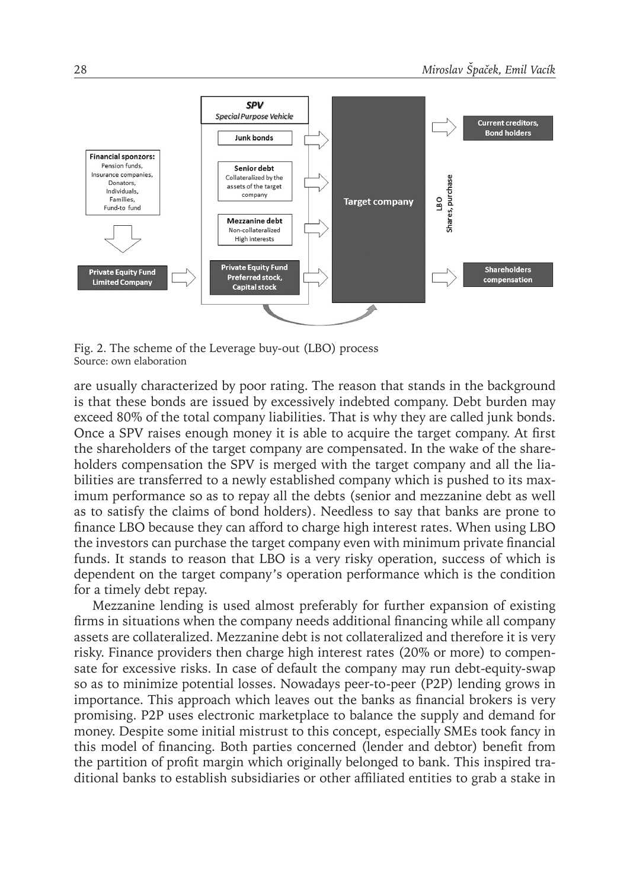Fig. 2. The scheme of the Leverage buy-out (LBO) process
Source: own elaboration

are usually characterized by poor rating. The reason that stands in the background is that these bonds are issued by excessively indebted company. Debt burden may exceed 80% of the total company liabilities. That is why they are called junk bonds. Once a SPV raises enough money it is able to acquire the target company. At first the shareholders of the target company are compensated. In the wake of the shareholders compensation the SPV is merged with the target company and all the liabilities are transferred to a newly established company which is pushed to its maximum performance so as to repay all the debts (senior and mezzanine debt as well as to satisfy the claims of bond holders). Needless to say that banks are prone to finance LBO because they can afford to charge high interest rates. When using LBO the investors can purchase the target company even with minimum private financial funds. It stands to reason that LBO is a very risky operation, success of which is dependent on the target company's operation performance which is the condition for a timely debt repay.

Mezzanine lending is used almost preferably for further expansion of existing firms in situations when the company needs additional financing while all company assets are collateralized. Mezzanine debt is not collateralized and therefore it is very risky. Finance providers then charge high interest rates (20% or more) to compensate for excessive risks. In case of default the company may run debt-equity-swap so as to minimize potential losses. Nowadays peer-to-peer (P2P) lending grows in importance. This approach which leaves out the banks as financial brokers is very promising. P2P uses electronic marketplace to balance the supply and demand for money. Despite some initial mistrust to this concept, especially SMEs took fancy in this model of financing. Both parties concerned (lender and debtor) benefit from the partition of profit margin which originally belonged to bank. This inspired traditional banks to establish subsidiaries or other affiliated entities to grab a stake in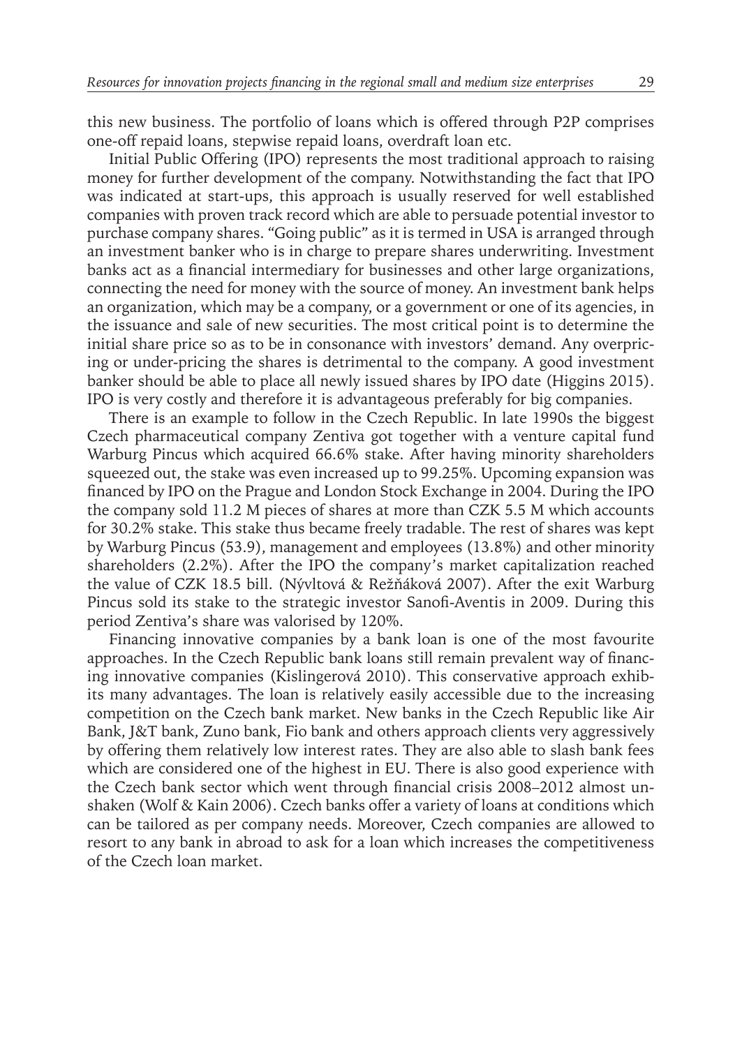this new business. The portfolio of loans which is offered through P2P comprises one-off repaid loans, stepwise repaid loans, overdraft loan etc.

Initial Public Offering (IPO) represents the most traditional approach to raising money for further development of the company. Notwithstanding the fact that IPO was indicated at start-ups, this approach is usually reserved for well established companies with proven track record which are able to persuade potential investor to purchase company shares. "Going public" as it is termed in USA is arranged through an investment banker who is in charge to prepare shares underwriting. Investment banks act as a financial intermediary for businesses and other large organizations, connecting the need for money with the source of money. An investment bank helps an organization, which may be a company, or a government or one of its agencies, in the issuance and sale of new securities. The most critical point is to determine the initial share price so as to be in consonance with investors' demand. Any overpricing or under-pricing the shares is detrimental to the company. A good investment banker should be able to place all newly issued shares by IPO date (Higgins 2015). IPO is very costly and therefore it is advantageous preferably for big companies.

There is an example to follow in the Czech Republic. In late 1990s the biggest Czech pharmaceutical company Zentiva got together with a venture capital fund Warburg Pincus which acquired 66.6% stake. After having minority shareholders squeezed out, the stake was even increased up to 99.25%. Upcoming expansion was financed by IPO on the Prague and London Stock Exchange in 2004. During the IPO the company sold 11.2 M pieces of shares at more than CZK 5.5 M which accounts for 30.2% stake. This stake thus became freely tradable. The rest of shares was kept by Warburg Pincus (53.9), management and employees (13.8%) and other minority shareholders (2.2%). After the IPO the company's market capitalization reached the value of CZK 18.5 bill. (Nývltová & Režňáková 2007). After the exit Warburg Pincus sold its stake to the strategic investor Sanofi-Aventis in 2009. During this period Zentiva's share was valorised by 120%.

Financing innovative companies by a bank loan is one of the most favourite approaches. In the Czech Republic bank loans still remain prevalent way of financing innovative companies (Kislingerová 2010). This conservative approach exhibits many advantages. The loan is relatively easily accessible due to the increasing competition on the Czech bank market. New banks in the Czech Republic like Air Bank, J&T bank, Zuno bank, Fio bank and others approach clients very aggressively by offering them relatively low interest rates. They are also able to slash bank fees which are considered one of the highest in EU. There is also good experience with the Czech bank sector which went through financial crisis 2008–2012 almost unshaken (Wolf & Kain 2006). Czech banks offer a variety of loans at conditions which can be tailored as per company needs. Moreover, Czech companies are allowed to resort to any bank in abroad to ask for a loan which increases the competitiveness of the Czech loan market.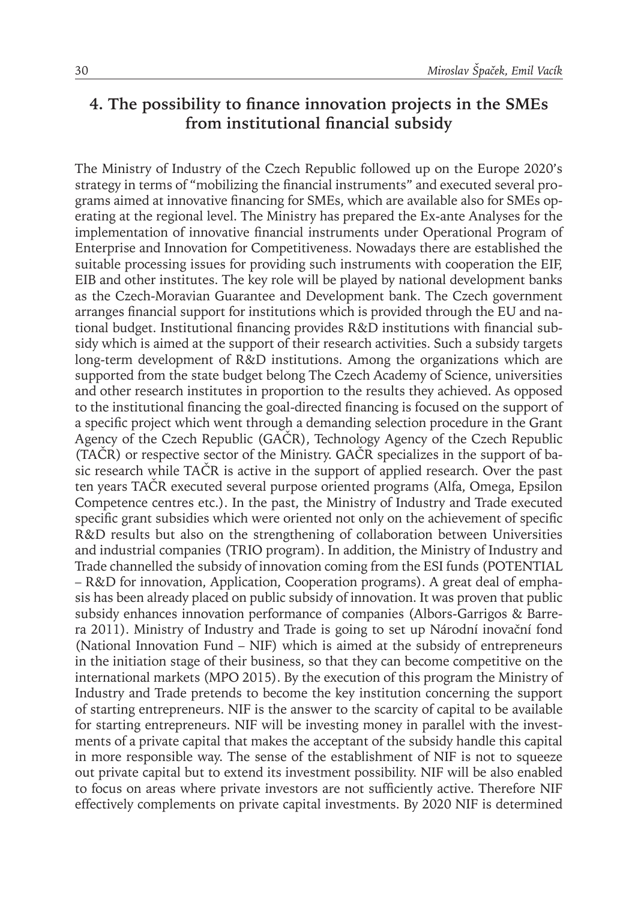## 4. The possibility to finance innovation projects in the SMEs from institutional financial subsidy

The Ministry of Industry of the Czech Republic followed up on the Europe 2020's strategy in terms of "mobilizing the financial instruments" and executed several programs aimed at innovative financing for SMEs, which are available also for SMEs operating at the regional level. The Ministry has prepared the Ex-ante Analyses for the implementation of innovative financial instruments under Operational Program of Enterprise and Innovation for Competitiveness. Nowadays there are established the suitable processing issues for providing such instruments with cooperation the EIF, EIB and other institutes. The key role will be played by national development banks as the Czech-Moravian Guarantee and Development bank. The Czech government arranges financial support for institutions which is provided through the EU and national budget. Institutional financing provides R&D institutions with financial subsidy which is aimed at the support of their research activities. Such a subsidy targets long-term development of R&D institutions. Among the organizations which are supported from the state budget belong The Czech Academy of Science, universities and other research institutes in proportion to the results they achieved. As opposed to the institutional financing the goal-directed financing is focused on the support of a specific project which went through a demanding selection procedure in the Grant Agency of the Czech Republic (GAČR), Technology Agency of the Czech Republic (TAČR) or respective sector of the Ministry. GAČR specializes in the support of basic research while TAČR is active in the support of applied research. Over the past ten years TAČR executed several purpose oriented programs (Alfa, Omega, Epsilon Competence centres etc.). In the past, the Ministry of Industry and Trade executed specific grant subsidies which were oriented not only on the achievement of specific R&D results but also on the strengthening of collaboration between Universities and industrial companies (TRIO program). In addition, the Ministry of Industry and Trade channelled the subsidy of innovation coming from the ESI funds (POTENTIAL – R&D for innovation, Application, Cooperation programs). A great deal of emphasis has been already placed on public subsidy of innovation. It was proven that public subsidy enhances innovation performance of companies (Albors-Garrigos & Barrera 2011). Ministry of Industry and Trade is going to set up Národní inovační fond (National Innovation Fund – NIF) which is aimed at the subsidy of entrepreneurs in the initiation stage of their business, so that they can become competitive on the international markets (MPO 2015). By the execution of this program the Ministry of Industry and Trade pretends to become the key institution concerning the support of starting entrepreneurs. NIF is the answer to the scarcity of capital to be available for starting entrepreneurs. NIF will be investing money in parallel with the investments of a private capital that makes the acceptant of the subsidy handle this capital in more responsible way. The sense of the establishment of NIF is not to squeeze out private capital but to extend its investment possibility. NIF will be also enabled to focus on areas where private investors are not sufficiently active. Therefore NIF effectively complements on private capital investments. By 2020 NIF is determined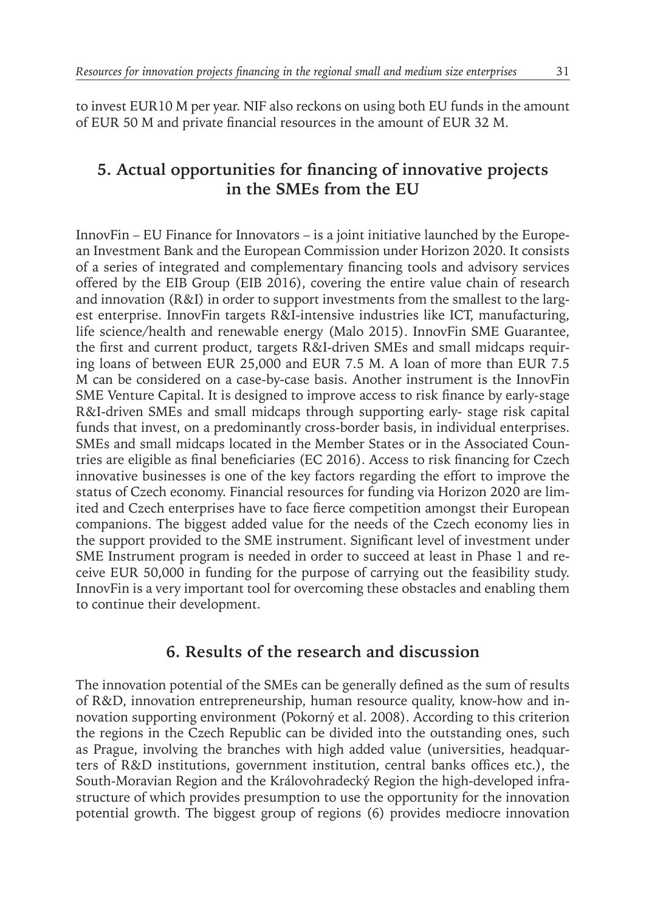to invest EUR10 M per year. NIF also reckons on using both EU funds in the amount of EUR 50 M and private financial resources in the amount of EUR 32 M.

## 5. Actual opportunities for financing of innovative projects in the SMEs from the EU

InnovFin – EU Finance for Innovators – is a joint initiative launched by the European Investment Bank and the European Commission under Horizon 2020. It consists of a series of integrated and complementary financing tools and advisory services offered by the EIB Group (EIB 2016), covering the entire value chain of research and innovation (R&I) in order to support investments from the smallest to the largest enterprise. InnovFin targets R&I-intensive industries like ICT, manufacturing, life science/health and renewable energy (Malo 2015). InnovFin SME Guarantee, the first and current product, targets R&I-driven SMEs and small midcaps requiring loans of between EUR 25,000 and EUR 7.5 M. A loan of more than EUR 7.5 M can be considered on a case-by-case basis. Another instrument is the InnovFin SME Venture Capital. It is designed to improve access to risk finance by early-stage R&I-driven SMEs and small midcaps through supporting early- stage risk capital funds that invest, on a predominantly cross-border basis, in individual enterprises. SMEs and small midcaps located in the Member States or in the Associated Countries are eligible as final beneficiaries (EC 2016). Access to risk financing for Czech innovative businesses is one of the key factors regarding the effort to improve the status of Czech economy. Financial resources for funding via Horizon 2020 are limited and Czech enterprises have to face fierce competition amongst their European companions. The biggest added value for the needs of the Czech economy lies in the support provided to the SME instrument. Significant level of investment under SME Instrument program is needed in order to succeed at least in Phase 1 and receive EUR 50,000 in funding for the purpose of carrying out the feasibility study. InnovFin is a very important tool for overcoming these obstacles and enabling them to continue their development.

## 6. Results of the research and discussion

The innovation potential of the SMEs can be generally defined as the sum of results of R&D, innovation entrepreneurship, human resource quality, know-how and innovation supporting environment (Pokorný et al. 2008). According to this criterion the regions in the Czech Republic can be divided into the outstanding ones, such as Prague, involving the branches with high added value (universities, headquarters of R&D institutions, government institution, central banks offices etc.), the South-Moravian Region and the Královohradecký Region the high-developed infrastructure of which provides presumption to use the opportunity for the innovation potential growth. The biggest group of regions (6) provides mediocre innovation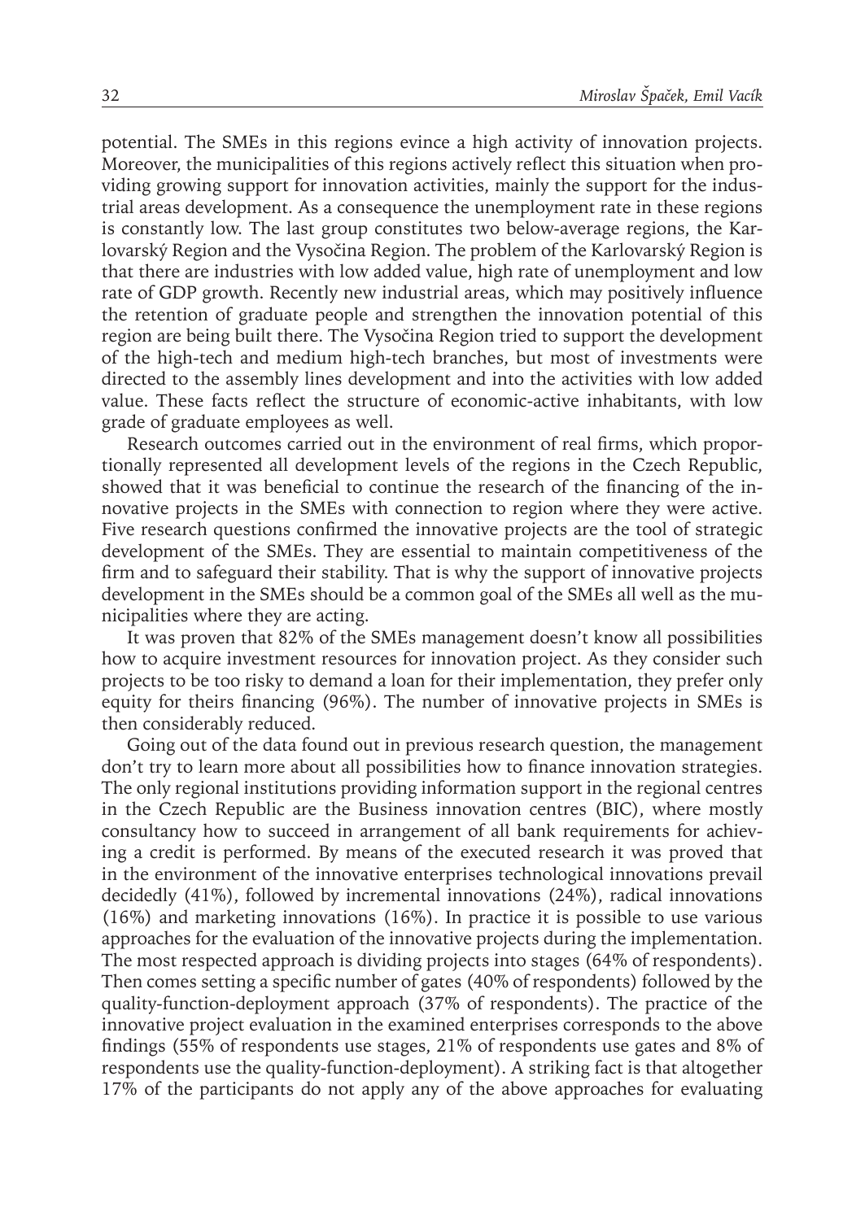potential. The SMEs in this regions evince a high activity of innovation projects. Moreover, the municipalities of this regions actively reflect this situation when providing growing support for innovation activities, mainly the support for the industrial areas development. As a consequence the unemployment rate in these regions is constantly low. The last group constitutes two below-average regions, the Karlovarský Region and the Vysočina Region. The problem of the Karlovarský Region is that there are industries with low added value, high rate of unemployment and low rate of GDP growth. Recently new industrial areas, which may positively influence the retention of graduate people and strengthen the innovation potential of this region are being built there. The Vysočina Region tried to support the development of the high-tech and medium high-tech branches, but most of investments were directed to the assembly lines development and into the activities with low added value. These facts reflect the structure of economic-active inhabitants, with low grade of graduate employees as well.

Research outcomes carried out in the environment of real firms, which proportionally represented all development levels of the regions in the Czech Republic, showed that it was beneficial to continue the research of the financing of the innovative projects in the SMEs with connection to region where they were active. Five research questions confirmed the innovative projects are the tool of strategic development of the SMEs. They are essential to maintain competitiveness of the firm and to safeguard their stability. That is why the support of innovative projects development in the SMEs should be a common goal of the SMEs all well as the municipalities where they are acting.

It was proven that 82% of the SMEs management doesn't know all possibilities how to acquire investment resources for innovation project. As they consider such projects to be too risky to demand a loan for their implementation, they prefer only equity for theirs financing (96%). The number of innovative projects in SMEs is then considerably reduced.

Going out of the data found out in previous research question, the management don't try to learn more about all possibilities how to finance innovation strategies. The only regional institutions providing information support in the regional centres in the Czech Republic are the Business innovation centres (BIC), where mostly consultancy how to succeed in arrangement of all bank requirements for achieving a credit is performed. By means of the executed research it was proved that in the environment of the innovative enterprises technological innovations prevail decidedly (41%), followed by incremental innovations (24%), radical innovations (16%) and marketing innovations (16%). In practice it is possible to use various approaches for the evaluation of the innovative projects during the implementation. The most respected approach is dividing projects into stages (64% of respondents). Then comes setting a specific number of gates (40% of respondents) followed by the quality-function-deployment approach (37% of respondents). The practice of the innovative project evaluation in the examined enterprises corresponds to the above findings (55% of respondents use stages, 21% of respondents use gates and 8% of respondents use the quality-function-deployment). A striking fact is that altogether 17% of the participants do not apply any of the above approaches for evaluating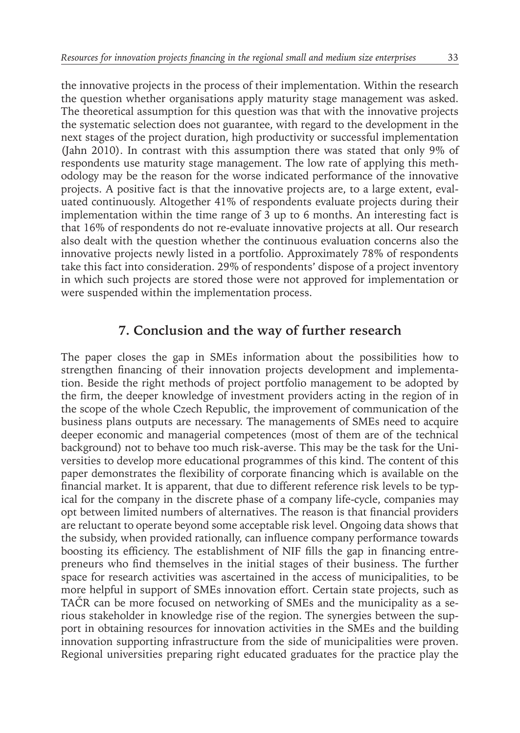the innovative projects in the process of their implementation. Within the research the question whether organisations apply maturity stage management was asked. The theoretical assumption for this question was that with the innovative projects the systematic selection does not guarantee, with regard to the development in the next stages of the project duration, high productivity or successful implementation (Jahn 2010). In contrast with this assumption there was stated that only 9% of respondents use maturity stage management. The low rate of applying this methodology may be the reason for the worse indicated performance of the innovative projects. A positive fact is that the innovative projects are, to a large extent, evaluated continuously. Altogether 41% of respondents evaluate projects during their implementation within the time range of 3 up to 6 months. An interesting fact is that 16% of respondents do not re-evaluate innovative projects at all. Our research also dealt with the question whether the continuous evaluation concerns also the innovative projects newly listed in a portfolio. Approximately 78% of respondents take this fact into consideration. 29% of respondents' dispose of a project inventory in which such projects are stored those were not approved for implementation or were suspended within the implementation process.

## 7. Conclusion and the way of further research

The paper closes the gap in SMEs information about the possibilities how to strengthen financing of their innovation projects development and implementation. Beside the right methods of project portfolio management to be adopted by the firm, the deeper knowledge of investment providers acting in the region of in the scope of the whole Czech Republic, the improvement of communication of the business plans outputs are necessary. The managements of SMEs need to acquire deeper economic and managerial competences (most of them are of the technical background) not to behave too much risk-averse. This may be the task for the Universities to develop more educational programmes of this kind. The content of this paper demonstrates the flexibility of corporate financing which is available on the financial market. It is apparent, that due to different reference risk levels to be typical for the company in the discrete phase of a company life-cycle, companies may opt between limited numbers of alternatives. The reason is that financial providers are reluctant to operate beyond some acceptable risk level. Ongoing data shows that the subsidy, when provided rationally, can influence company performance towards boosting its efficiency. The establishment of NIF fills the gap in financing entrepreneurs who find themselves in the initial stages of their business. The further space for research activities was ascertained in the access of municipalities, to be more helpful in support of SMEs innovation effort. Certain state projects, such as TAČR can be more focused on networking of SMEs and the municipality as a serious stakeholder in knowledge rise of the region. The synergies between the support in obtaining resources for innovation activities in the SMEs and the building innovation supporting infrastructure from the side of municipalities were proven. Regional universities preparing right educated graduates for the practice play the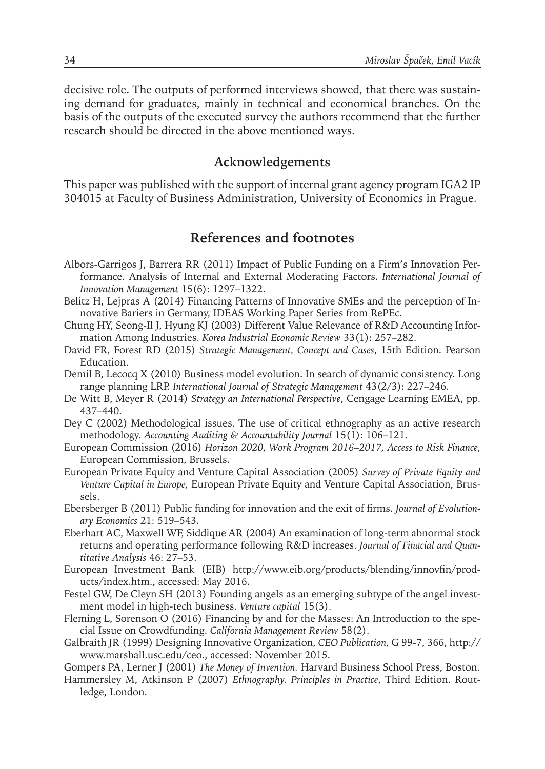decisive role. The outputs of performed interviews showed, that there was sustaining demand for graduates, mainly in technical and economical branches. On the basis of the outputs of the executed survey the authors recommend that the further research should be directed in the above mentioned ways.

## Acknowledgements

This paper was published with the support of internal grant agency program IGA2 IP 304015 at Faculty of Business Administration, University of Economics in Prague.

## References and footnotes

Albors-Garrigos J, Barrera RR (2011) Impact of Public Funding on a Firm's Innovation Performance. Analysis of Internal and External Moderating Factors. *International Journal of Innovation Management* 15(6): 1297–1322.

Belitz H, Lejpras A (2014) Financing Patterns of Innovative SMEs and the perception of Innovative Bariers in Germany, IDEAS Working Paper Series from RePEc.

Chung HY, Seong-Il J, Hyung KJ (2003) Different Value Relevance of R&D Accounting Information Among Industries. *Korea Industrial Economic Review* 33(1): 257–282.

David FR, Forest RD (2015) *Strategic Management, Concept and Cases*, 15th Edition. Pearson Education.

Demil B, Lecocq X (2010) Business model evolution. In search of dynamic consistency. Long range planning LRP. *International Journal of Strategic Management* 43(2/3): 227–246.

De Witt B, Meyer R (2014) *Strategy an International Perspective*, Cengage Learning EMEA, pp. 437–440.

Dey C (2002) Methodological issues. The use of critical ethnography as an active research methodology. *Accounting Auditing & Accountability Journal* 15(1): 106–121.

European Commission (2016) *Horizon 2020, Work Program 2016–2017, Access to Risk Finance*, European Commission, Brussels.

European Private Equity and Venture Capital Association (2005) *Survey of Private Equity and Venture Capital in Europe*, European Private Equity and Venture Capital Association, Brussels.

Ebersberger B (2011) Public funding for innovation and the exit of firms. *Journal of Evolutionary Economics* 21: 519–543.

Eberhart AC, Maxwell WF, Siddique AR (2004) An examination of long-term abnormal stock returns and operating performance following R&D increases. *Journal of Finacial and Quantitative Analysis* 46: 27–53.

European Investment Bank (EIB) http://www.eib.org/products/blending/innovfin/products/index.htm., accessed: May 2016.

Festel GW, De Cleyn SH (2013) Founding angels as an emerging subtype of the angel investment model in high-tech business. *Venture capital* 15(3).

Fleming L, Sorenson O (2016) Financing by and for the Masses: An Introduction to the special Issue on Crowdfunding. *California Management Review* 58(2).

Galbraith JR (1999) Designing Innovative Organization, *CEO Publication*, G 99-7, 366, http://www.marshall.usc.edu/ceo., accessed: November 2015.

Gompers PA, Lerner J (2001) *The Money of Invention*. Harvard Business School Press, Boston.

Hammersley M, Atkinson P (2007) *Ethnography. Principles in Practice*, Third Edition. Routledge, London.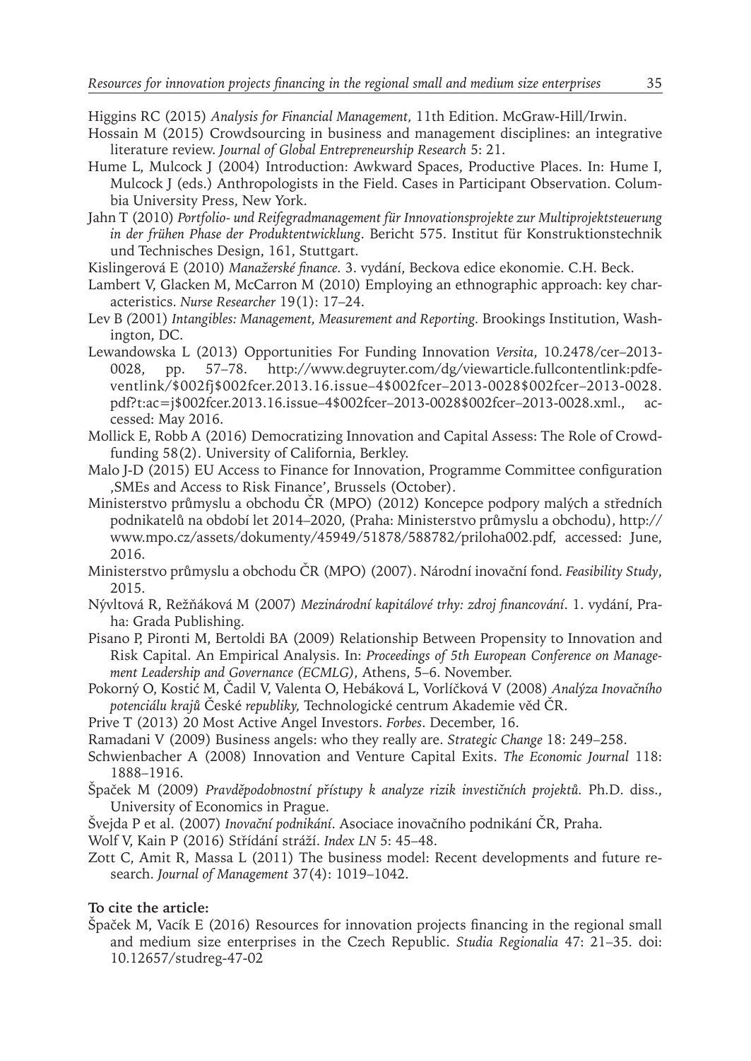Higgins RC (2015) *Analysis for Financial Management*, 11th Edition. McGraw-Hill/Irwin.

Hossain M (2015) Crowdsourcing in business and management disciplines: an integrative literature review. *Journal of Global Entrepreneurship Research* 5: 21.

Hume L, Mulcock J (2004) Introduction: Awkward Spaces, Productive Places. In: Hume I, Mulcock J (eds.) Anthropologists in the Field. Cases in Participant Observation. Columbia University Press, New York.

Jahn T (2010) *Portfolio- und Reifegradmanagement für Innovationsprojekte zur Multiprojektsteuerung in der frühen Phase der Produktentwicklung*. Bericht 575. Institut für Konstruktionstechnik und Technisches Design, 161, Stuttgart.

Kislingerová E (2010) *Manažerské finance*. 3. vydání, Beckova edice ekonomie. C.H. Beck.

Lambert V, Glacken M, McCarron M (2010) Employing an ethnographic approach: key characteristics. *Nurse Researcher* 19(1): 17–24.

Lev B (2001) *Intangibles: Management, Measurement and Reporting*. Brookings Institution, Washington, DC.

Lewandowska L (2013) Opportunities For Funding Innovation *Versita*, 10.2478/cer–2013-0028, pp. 57–78. http://www.degruyter.com/dg/viewarticle.fullcontentlink:pdfeventlink/$002fj$002fcer.2013.16.issue–4$002fcer–2013-0028$002fcer–2013-0028.pdf?t:ac=j$002fcer.2013.16.issue–4$002fcer–2013-0028$002fcer–2013-0028.xml., accessed: May 2016.

Mollick E, Robb A (2016) Democratizing Innovation and Capital Assess: The Role of Crowdfunding 58(2). University of California, Berkley.

Malo J-D (2015) EU Access to Finance for Innovation, Programme Committee configuration ‚SMEs and Access to Risk Finance', Brussels (October).

Ministerstvo průmyslu a obchodu ČR (MPO) (2012) Koncepce podpory malých a středních podnikatelů na období let 2014–2020, (Praha: Ministerstvo průmyslu a obchodu), http://www.mpo.cz/assets/dokumenty/45949/51878/588782/priloha002.pdf, accessed: June, 2016.

Ministerstvo průmyslu a obchodu ČR (MPO) (2007). Národní inovační fond. *Feasibility Study*, 2015.

Nývltová R, Režňáková M (2007) *Mezinárodní kapitálové trhy: zdroj financování*. 1. vydání, Praha: Grada Publishing.

Pisano P, Pironti M, Bertoldi BA (2009) Relationship Between Propensity to Innovation and Risk Capital. An Empirical Analysis. In: *Proceedings of 5th European Conference on Management Leadership and Governance (ECMLG)*, Athens, 5–6. November.

Pokorný O, Kostić M, Čadil V, Valenta O, Hebáková L, Vorlíčková V (2008) *Analýza Inovačního potenciálu krajů* České *republiky,* Technologické centrum Akademie věd ČR.

Prive T (2013) 20 Most Active Angel Investors. *Forbes*. December, 16.

Ramadani V (2009) Business angels: who they really are. *Strategic Change* 18: 249–258.

Schwienbacher A (2008) Innovation and Venture Capital Exits. *The Economic Journal* 118: 1888–1916.

Špaček M (2009) *Pravděpodobnostní přístupy k analyze rizik investičních projektů.* Ph.D. diss., University of Economics in Prague.

Švejda P et al. (2007) *Inovační podnikání*. Asociace inovačního podnikání ČR, Praha.

Wolf V, Kain P (2016) Střídání stráží. *Index LN* 5: 45–48.

Zott C, Amit R, Massa L (2011) The business model: Recent developments and future research. *Journal of Management* 37(4): 1019–1042.

**To cite the article:**

Špaček M, Vacík E (2016) Resources for innovation projects financing in the regional small and medium size enterprises in the Czech Republic. *Studia Regionalia* 47: 21–35. doi: 10.12657/studreg-47-02